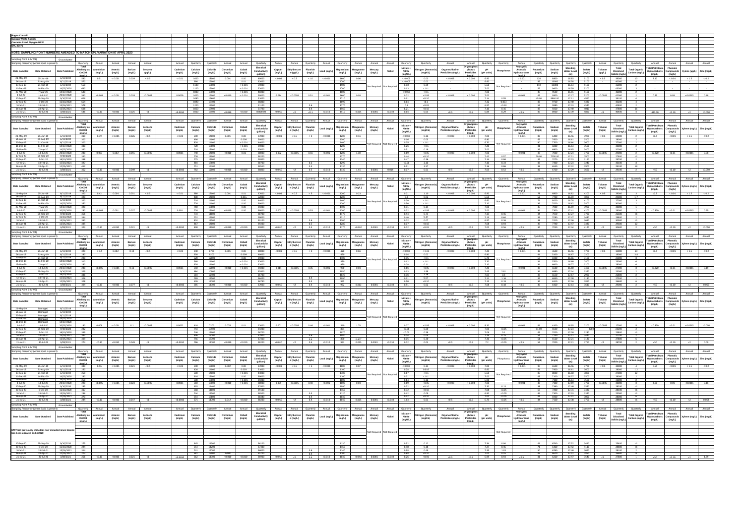**Bogan Council**
**Nyngan Waste Facility**
**Canonba Road, Nyngan NSW**
**EPL 20471**

**NOTE: SAMPLING POINT NUMBERS AMENDED TO MATCH EPL VARIATION 07 APRIL 2020**

## Sampling Point 1 (MW1) – Groundwater

Sampling Frequency (where liquid is present)

| Date Sampled | Date Obtained | Date Published | Total Alkalinity as CaCO3 (mg/L) | Aluminium (mg/L) | Arsenic (mg/L) | Barium (mg/L) | Benzene (µg/L) | Cadmium (mg/L) | Calcium (mg/L) | Chloride (mg/L) | Chromium (mg/L) | Cobalt (mg/L) | Electrical Conductivity (µS/cm) | Copper (mg/L) | Ethylbenzene (µg/L) | Fluoride (mg/L) | Lead (mg/L) | Magnesium (mg/L) | Manganese (mg/L) | Mercury (mg/L) | Nickel | Nitrate + Nitrite (mgN/L) | Nitrogen (Ammonia) (mgN/L) | Organochlorine Pesticides (mg/L) | Organophosphorus Pesticides (mg/L) | pH (pH units) | Phosphorus | Polycyclic Aromatic Hydrocarbons (mg/L) | Potassium (mg/L) | Sodium (mg/L) | Standing Water Level (m) | Sulfate (mg/L) | Toluene (µg/L) | Total Dissolved Solids (mg/L) | Total Organic Carbon (mg/L) | Total Petroleum Hydrocarbons (mg/L) | Phenolic Compounds (mg/L) | Xylene (mg/L) | Zinc (mg/L) |
|---|---|---|---|---|---|---|---|---|---|---|---|---|---|---|---|---|---|---|---|---|---|---|---|---|---|---|---|---|---|---|---|---|---|---|---|---|---|---|---|
| | | | Quarterly | Annual | Annual | Annual | Annual | Annual | Quarterly | Quarterly | Annual | Annual | Quarterly | Annual | Annual | Quarterly | Annual | Quarterly | Annual | Annual | Annual | Quarterly | Quarterly | Annual | Annual | Quarterly | Quarterly | Annual | Quarterly | Quarterly | Quarterly | Quarterly | Annual | Quarterly | Quarterly | Annual | Annual | Annual | Annual |
| 21-May-19 | 25-Jun-19 | 6/11/2019 | 580 | 0.51 | <0.001 | 0.029 | <0.5 | <0.01 | 1000 | 16000 | 0.005 | 0.00 | 49000 | <0.04 | <0.5 | <10 | <0.001 | 1600 | 0.06 | | | <0.005 | 0.03 | <0.003 | <0.004 | 6.90 | | <0.001 | 120 | 8800 | 16.81 | 5100 | <0.5 | 39000 | 13 | 2.10 | <0.01 | <1.5 | <0.2 |
| 26-Jun-19 | 21-Aug-19 | 6/11/2019 | 570 | | | | | | 990 | 16000 | | 0.01 | 52000 | | | | | 1700 | | | | <0.005 | 0.03 | | | 6.60 | | | 85 | 10000 | 16.58 | 5100 | | 40000 | 3 | | | | |
| 23-Sep-19 | 21-Oct-19 | 6/11/2019 | 560 | | | | | | 1100 | 19000 | | <0.001 | 59000 | | | | | 1900 | | Not Required | Not Required | 0.02 | 0.39 | | | 6.60 | Not Required | | 110 | 11000 | 16.64 | 5100 | | 36000 | 2 | | | | |
| 11-Dec-19 | 14-Feb-20 | 14/07/2020 | 610 | | | | | | 1100 | 19000 | | <0.001 | 52000 | | | | | 1700 | | | | 0.13 | <0.1 | | | 7.00 | | | 52 | 9400 | 16.59 | 5200 | | 43000 | 3 | | | | |
| 25-Mar-20 | 7-May-20 | 14/07/2020 | 600 | | | | | | 1000 | 19000 | | <0.001 | 46000 | | | | | 1600 | | | | <0.005 | <0.1 | | | 7.00 | | | 49 | 9600 | 16.65 | 5100 | | 42000 | 2 | | | | |
| 1-Jul-20 | 14-Jul-20 | 20/07/2020 | 520 | <0.005 | <0.001 | 0.026 | <0.0005 | 0.0009 | 1000 | 19000 | <0.010 | <0.001 | 50000 | 0.014 | <0.0005 | 0.51 | <0.001 | 1600 | 0.03 | | | 0.02 | <0.05 | <0.01 | <0.004 | 7.00 | | <0.001 | 45 | 7500 | 17.57 | 5200 | <0.0005 | 42000 | 2 | 0.53 | 0.03 | <0.0015 | 0.18 |
| 17-Sep-20 | 25-Sep-20 | 9/10/2020 | 626 | | | | | | 1060 | 15600 | | | 53000 | | | | | 1710 | | | | 0.11 | <0.10 | | | 7.13 | 0.55 | | 45.00 | 9860.00 | 17.11 | 4590 | | 38100 | 4 | | | | |
| 27-Sep-20 | 7-Oct-20 | 16/10/2020 | 654 | | | | | | 1090 | 19100 | | | 16600 | | | | | 1600 | | | | 0.16 | 0.1 | | | 7.12 | 0.053 | | 47 | 9750 | 17.40 | 4320 | | 41200 | 4 | | | | |
| 5-Feb-21 | 18-Feb-21 | 15/03/2021 | 578 | | | | | | 1220 | 17800 | | | 51100 | | | 0.6 | | 1770 | | | | 0.1 | <0.01 | | | 6.97 | <0.10 | | 53 | 9980 | 17.33 | 4540 | | 40800 | 2 | | | | |
| 16-Apr-21 | 28-Apr-21 | 12/05/2021 | 688 | | | | | | 1150 | 19900 | | | 51720 | | | 0.4 | | 1560 | | | | 0.21 | <0.10 | | | 7.04 | 0.16 | | 47 | 9220 | 17.46 | 4010 | | 27800 | 11 | | | | |
| 21-Jul-21 | 30-Jul-21 | 3/08/2021 | 585 | <0.10 | <0.010 | 0.025 | <1 | <0.0010 | 1060 | 16600 | <0.010 | <0.010 | 50800.00 | <0.010 | <2 | <0.1 | <0.010 | 1510 | 0.024 | 0.0001 | <0.010 | 0.14 | 0.05 | <0.5 | <0.5 | 6.84 | 0.29 | <0.5 | 45 | 8960 | 17.38 | 4890 | <2 | 40400 | 3 | 420.00 | <0.10 | <3 | <0.050 |

## Sampling Point 2 (MW2) – Groundwater

Sampling Frequency (where liquid is present)

| Date Sampled | Date Obtained | Date Published | Total Alkalinity as CaCO3 (mg/L) | Aluminium (mg/L) | Arsenic (mg/L) | Barium (mg/L) | Benzene (µg/L) | Cadmium (mg/L) | Calcium (mg/L) | Chloride (mg/L) | Chromium (mg/L) | Cobalt (mg/L) | Electrical Conductivity (µS/cm) | Copper (mg/L) | Ethylbenzene (µg/L) | Fluoride (mg/L) | Lead (mg/L) | Magnesium (mg/L) | Manganese (mg/L) | Mercury (mg/L) | Nickel | Nitrate + Nitrite (mgN/L) | Nitrogen (Ammonia) (mgN/L) | Organochlorine Pesticides (mg/L) | Organophosphorus Pesticides (mg/L) | pH (pH units) | Phosphorus | Polycyclic Aromatic Hydrocarbons (mg/L) | Potassium (mg/L) | Sodium (mg/L) | Standing Water Level (m) | Sulfate (mg/L) | Toluene (µg/L) | Total Dissolved Solids (mg/L) | Total Organic Carbon (mg/L) | Total Petroleum Hydrocarbons (mg/L) | Phenolic Compounds (mg/L) | Xylene (mg/L) | Zinc (mg/L) |
|---|---|---|---|---|---|---|---|---|---|---|---|---|---|---|---|---|---|---|---|---|---|---|---|---|---|---|---|---|---|---|---|---|---|---|---|---|---|---|---|
| 21-May-19 | 25-Jun-19 | 6/11/2019 | 330 | 0.39 | <0.001 | 0.026 | <0.5 | <0.01 | 690 | 14000 | 0.005 | 0.00 | 37000 | <0.04 | <0.5 | <2 | <0.001 | 1200 | 0.16 | | | <0.005 | 0.16 | <0.003 | <0.004 | 7.00 | | <0.001 | 88 | 6400 | 16.56 | 3900 | <0.5 | 30000 | 2 | <0.5 | <0.01 | <1.5 | <0.2 |
| 26-Jun-19 | 21-Aug-19 | 6/11/2019 | 400 | | | | | | 690 | 14000 | | 0.008 | 58000 | | | | | 1300 | | | | 0.14 | 0.09 | | | 6.80 | | | 65 | 7600 | 16.61 | 4500 | | 28000 | 2 | | | | |
| 23-Sep-19 | 21-Oct-19 | 6/11/2019 | 400 | | | | | | 820 | 14000 | | <0.001 | 44000 | | | | | 1400 | | Not Required | Not Required | 0.25 | <0.1 | | | 6.70 | Not Required | | 80 | 7700 | 16.64 | 3600 | | 27000 | 2 | | | | |
| 11-Dec-19 | 14-Feb-20 | 14/07/2020 | 330 | | | | | | 720 | 14000 | | <0.001 | 39000 | | | | | 1200 | | | | 0.26 | <0.1 | | | 7.20 | | | 41 | 6800 | 16.63 | 3500 | | 30000 | 2 | | | | |
| 25-Mar-20 | 7-May-20 | 14/07/2020 | 380 | | | | | | 710 | 14000 | | 0.003 | 35000 | | | | | 1300 | | | | 0.51 | 0.18 | | | 7.10 | | | 39 | 6800 | 16.65 | 3400 | | 32000 | 3 | | | | |
| 1-Jul-20 | 14-Jul-20 | 20/07/2020 | 280 | 0.007 | 0.002 | 0.055 | <0.0005 | 0.0005 | 760 | 14000 | <0.010 | 0.01 | 38000 | 0.002 | <0.0005 | 0.56 | <0.001 | 1200 | 1.30 | | | 0.14 | <0.05 | <0.003 | <0.004 | 7.00 | | <0.001 | 34 | 7000 | 17.24 | 3700 | <0.0005 | 29000 | 2 | <0.320 | <0.01 | <0.0015 | 0.08 |
| 17-Sep-20 | 25-Sep-20 | 9/10/2020 | 363 | | | | | | 776 | 11900 | | | 38200 | | | | | 1270 | | | | 0.10 | <0.10 | | | 7.42 | 0.57 | | 39.00 | 7250.00 | 17.21 | 3620 | | 27600 | <1 | | | | |
| 27-Sep-20 | 7-Oct-20 | 16/10/2020 | 396 | | | | | | 775 | 14800 | | | 25800 | | | | | 1250 | | | | 0.13 | 0.35 | | | 7.24 | 0.86 | | 37 | 7370 | 17.33 | 3160 | | 23600 | <1 | | | | |
| 5-Feb-21 | 18-Feb-21 | 15/03/2021 | 427 | | | | | | 884 | 15600 | | | 38700 | | | 0.6 | | 1290 | | | | <0.01 | 2.16 | | | 7.10 | 0.34 | | 43 | 7330 | 17.21 | 3240 | | 30100 | 3 | | | | |
| 16-Apr-21 | 28-Apr-21 | 12/05/2021 | 412 | | | | | | 751 | 15000 | | | 38137 | | | 0.5 | | 1130 | | | | 0.11 | 0.57 | | | 7.16 | 0.86 | | 38 | 6140 | 17.42 | 2900 | | 29100 | 18 | | | | |
| 21-Jul-21 | 30-Jul-21 | 3/08/2021 | 362 | <0.10 | <0.010 | 0.049 | <1 | <0.0010 | 782 | 12800 | <0.010 | <0.010 | 38800 | <0.010 | <2 | 0.5 | <0.010 | 1150 | 1.45 | 0.0001 | 0.016 | 0.07 | 0.61 | <0.5 | <0.5 | 7.05 | 0.52 | <0.5 | 42 | 6720 | 17.29 | 3650 | <2 | 29100 | 2 | <50 | <0.10 | <3 | <0.050 |

## Sampling Point 3 (MW3) – Groundwater

Sampling Frequency (where liquid is present)

| Date Sampled | Date Obtained | Date Published | Total Alkalinity as CaCO3 (mg/L) | Aluminium (mg/L) | Arsenic (mg/L) | Barium (mg/L) | Benzene (µg/L) | Cadmium (mg/L) | Calcium (mg/L) | Chloride (mg/L) | Chromium (mg/L) | Cobalt (mg/L) | Electrical Conductivity (µS/cm) | Copper (mg/L) | Ethylbenzene (µg/L) | Fluoride (mg/L) | Lead (mg/L) | Magnesium (mg/L) | Manganese (mg/L) | Mercury (mg/L) | Nickel | Nitrate + Nitrite (mgN/L) | Nitrogen (Ammonia) (mgN/L) | Organochlorine Pesticides (mg/L) | Organophosphorus Pesticides (mg/L) | pH (pH units) | Phosphorus | Polycyclic Aromatic Hydrocarbons (mg/L) | Potassium (mg/L) | Sodium (mg/L) | Standing Water Level (m) | Sulfate (mg/L) | Toluene (µg/L) | Total Dissolved Solids (mg/L) | Total Organic Carbon (mg/L) | Total Petroleum Hydrocarbons (mg/L) | Phenolic Compounds (mg/L) | Xylene (mg/L) | Zinc (mg/L) |
|---|---|---|---|---|---|---|---|---|---|---|---|---|---|---|---|---|---|---|---|---|---|---|---|---|---|---|---|---|---|---|---|---|---|---|---|---|---|---|---|
| 21-May-19 | 25-Jun-19 | 6/11/2019 | 320 | 0.42 | 0.005 | 0.031 | <0.5 | <0.01 | 640 | 14000 | 0.005 | 0.01 | 37000 | <0.04 | <0.5 | <5 | <0.001 | 1200 | 0.23 | | | 0.03 | 1.10 | <0.003 | <0.004 | 6.90 | | <0.001 | 79 | 6600 | 16.82 | 4200 | <0.5 | 29000 | 2 | <0.5 | <0.01 | <1.5 | <0.2 |
| 26-Jun-19 | 21-Aug-19 | 6/11/2019 | 320 | | | | | | 680 | 14000 | | 0.016 | 62000 | | | | | 1200 | | | | 0.9 | 0.02 | | | 6.60 | | | 62 | 7700 | 16.69 | 4000 | | 29000 | 1.7 | | | | |
| 23-Sep-19 | 21-Oct-19 | 6/11/2019 | 320 | | | | | | 720 | 14000 | | 0.00 | 44000 | | | | | 1400 | | Not Required | Not Required | 0.30 | <0.1 | | | 6.50 | Not Required | | 71 | 8000 | 16.70 | 4100 | | 27000 | 2 | | | | |
| 11-Dec-19 | 14-Feb-20 | 14/07/2020 | 360 | | | | | | 720 | 14000 | | 0.00 | 39000 | | | | | 1200 | | | | 0.56 | <0.1 | | | 7.10 | | | 36 | 7000 | 16.63 | 3800 | | 30000 | 2 | | | | |
| 25-Mar-20 | 7-May-20 | 14/07/2020 | 320 | | | | | | 710 | 14000 | | 0.00 | 39000 | | | | | 1300 | | | | 0.31 | 0.14 | | | 7.00 | | | 36 | 7000 | 16.69 | 3900 | | 30000 | 1 | | | | |
| 1-Jul-20 | 14-Jul-20 | 20/07/2020 | 280 | <0.005 | 0.001 | 0.027 | <0.0005 | 0.001 | 720 | 15000 | <0.010 | 0.00 | 38000 | 0.002 | <0.0005 | 0.53 | <0.001 | 1200 | 0.02 | | | 0.32 | <0.05 | <0.003 | <0.004 | 7.00 | | <0.001 | 34 | 7300 | 17.41 | 4200 | <0.0005 | 29000 | 2 | <0.320 | <0.01 | <0.0015 | 0.25 |
| 17-Sep-20 | 25-Sep-20 | 9/10/2020 | 351 | | | | | | 734 | 11800 | | | 38700 | | | | | 1170 | | | | 0.44 | 0.75 | | | 7.31 | 0.86 | | 34 | 7050 | 17.27 | 3790 | | 26600 | <1 | | | | |
| 27-Sep-20 | 7-Oct-20 | 16/10/2020 | 354 | | | | | | 752 | 12900 | | | 28000 | | | | | 1210 | | | | 0.46 | 0.57 | | | 7.13 | 0.64 | | 33 | 7080 | 17.47 | 3630 | | 29800 | 2 | | | | |
| 5-Feb-21 | 18-Feb-21 | 15/03/2021 | 360 | | | | | | 874 | 14600 | | | 39100 | | | 0.6 | | 1260 | | | | 0.32 | 0.07 | | | 6.97 | 0.26 | | 38 | 7410 | 17.36 | 3620 | | 30900 | <1 | | | | |
| 16-Apr-21 | 28-Apr-21 | 12/05/2021 | 335 | | | | | | 867 | 15000 | | | 39220 | | | 0.5 | | 1260 | | | | 0.37 | <0.10 | | | 7.08 | 0.94 | | 39 | 7780 | 17.47 | 3330 | | 29600 | 12 | | | | |
| 21-Jul-21 | 30-Jul-21 | 3/08/2021 | 323 | <0.10 | <0.010 | 0.021 | <1 | <0.0010 | 800 | 11900 | <0.010 | <0.010 | 39800 | <0.010 | <2 | 0.5 | <0.010 | 1170 | <0.010 | 0.0001 | <0.010 | 0.32 | <0.01 | <0.5 | <0.5 | 7.00 | 0.56 | <0.5 | 34 | 7000 | 17.44 | 4170 | <2 | 30600 | 2 | <50 | <0.10 | <3 | <0.050 |

## Sampling Point 4 (MW4) – Groundwater

Sampling Frequency (where liquid is present)

| Date Sampled | Date Obtained | Date Published | Total Alkalinity as CaCO3 (mg/L) | Aluminium (mg/L) | Arsenic (mg/L) | Barium (mg/L) | Benzene (µg/L) | Cadmium (mg/L) | Calcium (mg/L) | Chloride (mg/L) | Chromium (mg/L) | Cobalt (mg/L) | Electrical Conductivity (µS/cm) | Copper (mg/L) | Ethylbenzene (µg/L) | Fluoride (mg/L) | Lead (mg/L) | Magnesium (mg/L) | Manganese (mg/L) | Mercury (mg/L) | Nickel | Nitrate + Nitrite (mgN/L) | Nitrogen (Ammonia) (mgN/L) | Organochlorine Pesticides (mg/L) | Organophosphorus Pesticides (mg/L) | pH (pH units) | Phosphorus | Polycyclic Aromatic Hydrocarbons (mg/L) | Potassium (mg/L) | Sodium (mg/L) | Standing Water Level (m) | Sulfate (mg/L) | Toluene (µg/L) | Total Dissolved Solids (mg/L) | Total Organic Carbon (mg/L) | Total Petroleum Hydrocarbons (mg/L) | Phenolic Compounds (mg/L) | Xylene (mg/L) | Zinc (mg/L) |
|---|---|---|---|---|---|---|---|---|---|---|---|---|---|---|---|---|---|---|---|---|---|---|---|---|---|---|---|---|---|---|---|---|---|---|---|---|---|---|---|
| 21-May-19 | 25-Jun-19 | 6/11/2019 | 320 | <0.2 | 0.002 | 0.14 | <0.5 | <0.01 | 340 | 6702 | 0.005 | 0.00 | 20000 | <0.04 | <0.5 | <2 | <0.001 | 620 | 0.66 | | | <0.005 | <0.01 | <0.003 | <0.004 | 7.20 | | <0.001 | 38 | 3600 | 16.56 | 1700 | <0.5 | 13000 | 13 | <0.5 | <0.01 | <1.5 | <0.2 |
| 26-Jun-19 | 21-Aug-19 | 6/11/2019 | 280 | | | | | | 350 | 8200 | | 0.009 | 40000 | | | | | 490 | | | | 0.14 | 0.02 | | | 6.80 | | | 44 | 5300 | 16.57 | 2500 | | 19000 | 3.8 | | | | |
| 23-Sep-19 | 21-Oct-19 | 6/11/2019 | 290 | | | | | | 620 | 12000 | | 0.00 | 39000 | | | | | 1200 | | Not Required | Not Required | 0.05 | <0.1 | | | 6.70 | Not Required | | 67 | 6900 | 16.66 | 3100 | | 23000 | 3 | | | | |
| 11-Dec-19 | 14-Feb-20 | 14/07/2020 | 310 | | | | | | 560 | 11000 | | <0.001 | 32000 | | | | | 870 | | | | 0.12 | <0.1 | | | 7.30 | | | 31 | 5700 | 16.60 | 2800 | | 23000 | 5 | | | | |
| 25-Mar-20 | 7-May-20 | 14/07/2020 | 280 | | | | | | 620 | 11000 | | <0.001 | 32000 | | | | | 920 | | | | 0.06 | 0.11 | | | 7.10 | | | 34 | 6400 | 16.77 | 3200 | | 28000 | 6 | | | | |
| 1-Jul-20 | 14-Jul-20 | 20/07/2020 | 280 | <0.005 | <0.001 | 0.11 | <0.0005 | 0.0055 | 660 | 11000 | <0.010 | <0.001 | 35000 | 0.014 | <0.0005 | 0.35 | <0.001 | 980 | 0.56 | | | 0.14 | <0.05 | <0.003 | <0.004 | 7.20 | | <0.001 | 34 | 6400 | 16.13 | 3400 | <0.0005 | 27000 | 3 | <0.320 | <0.01 | <0.0015 | 0.19 |
| 17-Sep-20 | 25-Sep-20 | 9/10/2020 | 326 | | | | | | 684 | 10800 | | | 15600 | | | | | 1050 | | | | 0.13 | 1.98 | | | 7.45 | 2.81 | | 34 | 6880 | 17.14 | 3470 | | 23000 | 2 | | | | |
| 27-Sep-20 | 7-Oct-20 | 16/10/2020 | 346 | | | | | | 684 | 12400 | | | 26700 | | | | | 1020 | | | | 0.36 | 0.18 | | | 7.05 | 0.3 | | 33 | 6650 | 17.17 | 2950 | | 26800 | 2 | | | | |
| 5-Feb-21 | 18-Feb-21 | 15/03/2021 | 306 | | | | | | 789 | 12500 | | | 36800 | | | 0.4 | | 1090 | | | | 0.21 | 0.57 | | | 7.11 | 1.16 | | 37 | 6950 | 17.08 | 3130 | | 27500 | 1 | | | | |
| 16-Apr-21 | 28-Apr-21 | 12/05/2021 | 323 | | | | | | 676 | 12700 | | | 16733 | | | 0.3 | | 965 | | | | 0.33 | <0.10 | | | 7.15 | 0.39 | | 34 | 6310 | 17.16 | 2860 | | 26600 | 6 | | | | |
| 21-Jul-21 | 30-Jul-21 | 3/08/2021 | 303 | <0.10 | <0.010 | 0.077 | <1 | <0.0010 | 645 | 11300 | <0.010 | <0.010 | 37000 | <0.010 | <2 | 0.4 | <0.010 | 952 | 0.412 | 0.0001 | <0.010 | 0.51 | 0.02 | <0.5 | <0.5 | 7.08 | 0.18 | <0.5 | 35 | 6420 | 17.13 | 3610 | <2 | 29000 | 2 | <50 | <0.10 | <3 | 0.066 |

## Sampling Point 5 (MW5) – Groundwater

Sampling Frequency (where liquid is present)

| Date Sampled | Date Obtained | Date Published | Total Alkalinity as CaCO3 (mg/L) | Aluminium (mg/L) | Arsenic (mg/L) | Barium (mg/L) | Benzene (µg/L) | Cadmium (mg/L) | Calcium (mg/L) | Chloride (mg/L) | Chromium (mg/L) | Cobalt (mg/L) | Electrical Conductivity (µS/cm) | Copper (mg/L) | Ethylbenzene (µg/L) | Fluoride (mg/L) | Lead (mg/L) | Magnesium (mg/L) | Manganese (mg/L) | Mercury (mg/L) | Nickel | Nitrate + Nitrite (mgN/L) | Nitrogen (Ammonia) (mgN/L) | Organochlorine Pesticides (mg/L) | Organophosphorus Pesticides (mg/L) | pH (pH units) | Phosphorus | Polycyclic Aromatic Hydrocarbons (mg/L) | Potassium (mg/L) | Sodium (mg/L) | Standing Water Level (m) | Sulfate (mg/L) | Toluene (µg/L) | Total Dissolved Solids (mg/L) | Total Organic Carbon (mg/L) | Total Petroleum Hydrocarbons (mg/L) | Phenolic Compounds (mg/L) | Xylene (mg/L) | Zinc (mg/L) |
|---|---|---|---|---|---|---|---|---|---|---|---|---|---|---|---|---|---|---|---|---|---|---|---|---|---|---|---|---|---|---|---|---|---|---|---|---|---|---|---|
| 21-May-19 | Damaged | 6/11/2019 | | | | | | | | | | | | | | | | | | | | | | | | | | | | | | | | | | | | | |
| 26-Jun-19 | Damaged | 6/11/2019 | | | | | | | | | | | | | | | | | | | | | | | | | | | | | | | | | | | | | |
| 23-Sep-19 | Damaged | 6/11/2019 | | | | | | | | | | | | | | | | | | Not Required | Not Required | | | | | | Not Required | | | | | | | | | | | | |
| 11-Dec-19 | Damaged | 14/07/2020 | | | | | | | | | | | | | | | | | | | | | | | | | | | | | | | | | | | | | |
| 11-Dec-19 | Damaged | 14/07/2020 | | | | | | | | | | | | | | | | | | | | | | | | | | | | | | | | | | | | | |
| 1-Jul-20 | 14-Jul-20 | 20/07/2020 | 180 | 0.006 | <0.001 | 0.1 | <0.0005 | 0.0002 | 310 | 7200 | 0.076 | 0.01 | 22000 | 0.001 | <0.0005 | 0.46 | <0.001 | 540 | 1.70 | | | 0.07 | <0.05 | <0.003 | <0.004 | 8.20 | | <0.001 | 81 | 6100 | 16.95 | 2200 | <0.0005 | 17000 | 5 | <0.320 | <0.01 | <0.0015 | <0.050 |
| 17-Sep-20 | 25-Sep-20 | 9/10/2020 | 242 | | | | | | 743 | 10500 | | | 34200 | | | | | 861 | | | | <0.01 | 0.20 | | | 7.83 | <0.05 | | 34.00 | 6600 | 17.24 | 3280 | | 23200 | 2 | | | | |
| 27-Sep-20 | 7-Oct-20 | 16/10/2020 | 359 | | | | | | 786 | 13800 | | | 26700 | | | | | 1080 | | | | <0.01 | 0.58 | | | 7.06 | 0.1 | | 35 | 7000 | 17.20 | 3290 | | 26200 | <1 | | | | |
| 5-Feb-21 | 18-Feb-21 | 15/03/2021 | 452 | | | | | | 886 | 15300 | | | 37900 | | | 0.6 | | 1080 | | | | 0.03 | 0.06 | | | 7.19 | 0.15 | | 51 | 7230 | 17.11 | 3980 | | 27700 | 2 | | | | |
| 16-Apr-21 | 28-Apr-21 | 12/05/2021 | 389 | | | | | | 756 | 13700 | | | 37123 | | | 0.4 | | 898 | 0.407 | | | 0.05 | 0.40 | | | 7.36 | <0.05 | | 51 | 6520 | 17.25 | 3130 | | 27800 | 6 | | | | |
| 21-Jul-21 | 30-Jul-21 | 3/08/2021 | 276 | <0.10 | <0.010 | 0.049 | <1 | <0.0010 | 786 | 11700 | <0.010 | <0.010 | 38200 | <0.010 | <2 | 0.4 | <0.010 | 952 | 0.025 | 0.0001 | <0.010 | 0.02 | 0.03 | <0.5 | <0.5 | 7.2 | <0.05 | <0.5 | 52 | 7000 | 17.21 | 3760 | <2 | 28700 | 2 | <50 | <0.10 | <3 | 0.09 |

## Sampling Point 6 (MW6) – Groundwater

Sampling Frequency (where liquid is present)

| Date Sampled | Date Obtained | Date Published | Total Alkalinity as CaCO3 (mg/L) | Aluminium (mg/L) | Arsenic (mg/L) | Barium (mg/L) | Benzene (µg/L) | Cadmium (mg/L) | Calcium (mg/L) | Chloride (mg/L) | Chromium (mg/L) | Cobalt (mg/L) | Electrical Conductivity (µS/cm) | Copper (mg/L) | Ethylbenzene (µg/L) | Fluoride (mg/L) | Lead (mg/L) | Magnesium (mg/L) | Manganese (mg/L) | Mercury (mg/L) | Nickel | Nitrate + Nitrite (mgN/L) | Nitrogen (Ammonia) (mgN/L) | Organochlorine Pesticides (mg/L) | Organophosphorus Pesticides (mg/L) | pH (pH units) | Phosphorus | Polycyclic Aromatic Hydrocarbons (mg/L) | Potassium (mg/L) | Sodium (mg/L) | Standing Water Level (m) | Sulfate (mg/L) | Toluene (µg/L) | Total Dissolved Solids (mg/L) | Total Organic Carbon (mg/L) | Total Petroleum Hydrocarbons (mg/L) | Phenolic Compounds (mg/L) | Xylene (mg/L) | Zinc (mg/L) |
|---|---|---|---|---|---|---|---|---|---|---|---|---|---|---|---|---|---|---|---|---|---|---|---|---|---|---|---|---|---|---|---|---|---|---|---|---|---|---|---|
| 21-May-19 | 25-Jun-19 | 6/11/2019 | 280 | 0.56 | <0.001 | 0.021 | <0.5 | <0.01 | 590 | 14000 | 0.002 | 0.00 | 37000 | <0.04 | <0.5 | <5 | <0.001 | 1000 | 0.07 | | | <0.005 | 0.14 | <0.003 | <0.004 | 7.00 | | <0.001 | 90 | 6500 | 16.56 | 3700 | <0.5 | 30000 | 4 | 0.55 | <0.01 | <1.5 | <0.2 |
| 26-Jun-19 | 21-Aug-19 | 6/11/2019 | 260 | | | | | | 420 | 14000 | | 0.003 | 53000 | | | | | 1300 | | | | 0.29 | 0.01 | | | 6.60 | | | 64 | 7900 | 16.61 | 3600 | | 28000 | 1.2 | | | | |
| 23-Sep-19 | 21-Oct-19 | 6/11/2019 | 250 | | | | | | 600 | 14000 | | <0.001 | 44000 | | | | | 1300 | | Not Required | Not Required | 0.17 | <0.1 | | | 6.60 | Not Required | | 85 | 8000 | 16.60 | 3600 | | 27000 | 12 | | | | |
| 11-Dec-19 | 14-Feb-20 | 14/07/2020 | 280 | | | | | | 610 | 14000 | | <0.001 | 38000 | | | | | 1300 | | | | 0.21 | <0.1 | | | 7.20 | | | 41 | 7100 | 16.37 | 3500 | | 29000 | 2 | | | | |
| 25-Mar-20 | 7-May-20 | 14/07/2020 | 280 | | | | | | 620 | 14000 | | <0.001 | 35000 | | | | | 1200 | | | | 0.14 | 0.12 | | | 7.00 | | | 40 | 7100 | 16.54 | 3500 | | 30000 | 2 | | | | |
| 1-Jul-20 | 14-Jul-20 | 20/07/2020 | 290 | <0.005 | <0.001 | 0.024 | <0.0005 | 0.0005 | 610 | 13000 | <0.010 | <0.001 | 38000 | 0.006 | <0.0005 | 0.49 | <0.001 | 1200 | 0.06 | | | 0.19 | <0.05 | <0.003 | <0.004 | 7.00 | | <0.001 | 38 | 7300 | 17.19 | 3700 | <0.0005 | 30000 | 3 | 2.00 | 0.01 | <0.0015 | 0.16 |
| 17-Sep-20 | 25-Sep-20 | 9/10/2020 | 285 | | | | | | 635 | 11800 | | | 37800 | | | | | 1090 | | | | 0.22 | <0.10 | | | 7.30 | 0.13 | | 38 | 7360 | 17.40 | 3520 | | 28100 | 1 | | | | |
| 30-Sep-20 | 9-Oct-20 | 16/10/2020 | 417 | | | | | | 668 | 11800 | | | 19100 | | | | | 1160 | | | | 0.42 | <0.10 | | | 7.08 | <0.05 | | 69 | 7200 | 17.31 | 3620 | | 28100 | <1 | | | | |
| 5-Feb-21 | 18-Feb-21 | 15/03/2021 | 296 | | | | | | 758 | 13500 | | | 38500 | | | 0.5 | | 1120 | | | | 0.32 | 0.41 | | | 7.12 | 0.36 | | 36 | 7330 | 17.33 | 3320 | | 28500 | 3 | | | | |
| 16-Apr-21 | 28-Apr-21 | 12/05/2021 | 288 | | | | | | 654 | 13800 | | | 38232 | | | 0.4 | | 1030 | | | | 0.42 | <0.10 | | | 7.00 | <0.05 | | 41 | 6600 | 17.41 | 3050 | | 28100 | 6 | | | | |
| 21-Jul-21 | 30-Jul-21 | 3/08/2021 | 284 | <0.10 | <0.010 | 0.017 | <1 | <0.0010 | 671 | 11700 | 0.012 | <0.010 | 38200 | <0.010 | <2 | 0.4 | <0.010 | 1040 | 0.025 | 0.0001 | <0.010 | 1.63 | 0.01 | <0.5 | <0.5 | 6.73 | <0.05 | <0.5 | 44 | 7310 | 17.48 | 3700 | <2 | 28800 | <1 | <50 | <0.10 | <3 | 0.052 |

## Sampling Point 7 (MW7) – Groundwater

Sampling Frequency (where liquid is present)

MW7 Not previously included, now included since licence has been updated 07/04/2020

| Date Sampled | Date Obtained | Date Published | Total Alkalinity as CaCO3 (mg/L) | Aluminium (mg/L) | Arsenic (mg/L) | Barium (mg/L) | Benzene (µg/L) | Cadmium (mg/L) | Calcium (mg/L) | Chloride (mg/L) | Chromium (mg/L) | Cobalt (mg/L) | Electrical Conductivity (µS/cm) | Copper (mg/L) | Ethylbenzene (µg/L) | Fluoride (mg/L) | Lead (mg/L) | Magnesium (mg/L) | Manganese (mg/L) | Mercury (mg/L) | Nickel | Nitrate + Nitrite (mgN/L) | Nitrogen (Ammonia) (mgN/L) | Organochlorine Pesticides (mg/L) | Organophosphorus Pesticides (mg/L) | pH (pH units) | Phosphorus | Polycyclic Aromatic Hydrocarbons (mg/L) | Potassium (mg/L) | Sodium (mg/L) | Standing Water Level (m) | Sulfate (mg/L) | Toluene (µg/L) | Total Dissolved Solids (mg/L) | Total Organic Carbon (mg/L) | Total Petroleum Hydrocarbons (mg/L) | Phenolic Compounds (mg/L) | Xylene (mg/L) | Zinc (mg/L) |
|---|---|---|---|---|---|---|---|---|---|---|---|---|---|---|---|---|---|---|---|---|---|---|---|---|---|---|---|---|---|---|---|---|---|---|---|---|---|---|---|
| 17-Sep-20 | 25-Sep-20 | 9/10/2020 | 275 | | | | | | 645 | 11500 | | | 35100 | | | | | | | | | 7.34 | 0.94 | | | | | | 41 | 6780 | 17.52 | 4410 | | 25400 | <1 | | | | |
| 30-Sep-20 | 9-Oct-20 | 16/10/2020 | 294 | | | | | | 654 | 15200 | | | 17400 | | | | | 1260 | | | | 0.96 | 0.18 | | | 7.27 | 0.46 | | 71 | 6420 | 17.42 | 4110 | | 28800 | <1 | | | | |
| 5-Feb-21 | 18-Feb-21 | 15/03/2021 | 316 | | | | | | 701 | 12700 | | | 16000 | | | 0.6 | | 1380 | | | | 0.98 | 0.48 | | | 7.18 | 1.03 | | 50 | 6760 | 17.40 | 4090 | | 28300 | 2 | | | | |
| 16-Apr-21 | 28-Apr-21 | 12/05/2021 | 273 | | | | | | 681 | 13800 | 24000 | | 35720 | | | 0.4 | | 1260 | | | | 0.86 | <0.10 | | | 7.00 | 0.55 | | 42 | 6410 | 17.55 | 2860 | | 26600 | 8 | | | | |
| 21-Jul-21 | 30-Jul-21 | 3/08/2021 | 281 | <0.10 | <0.010 | 0.021 | <1 | <0.0010 | 662 | 11300 | <0.010 | <0.010 | 36900 | <0.010 | <2 | 0.4 | <0.010 | 1160 | 0.019 | 0.0001 | <0.010 | 0.74 | 0.02 | <0.5 | <0.5 | 6.89 | 0.93 | <0.5 | 44 | 7150 | 17.38 | 3700 | <2 | 27800 | 1 | <50 | <0.10 | <3 | 1.39 |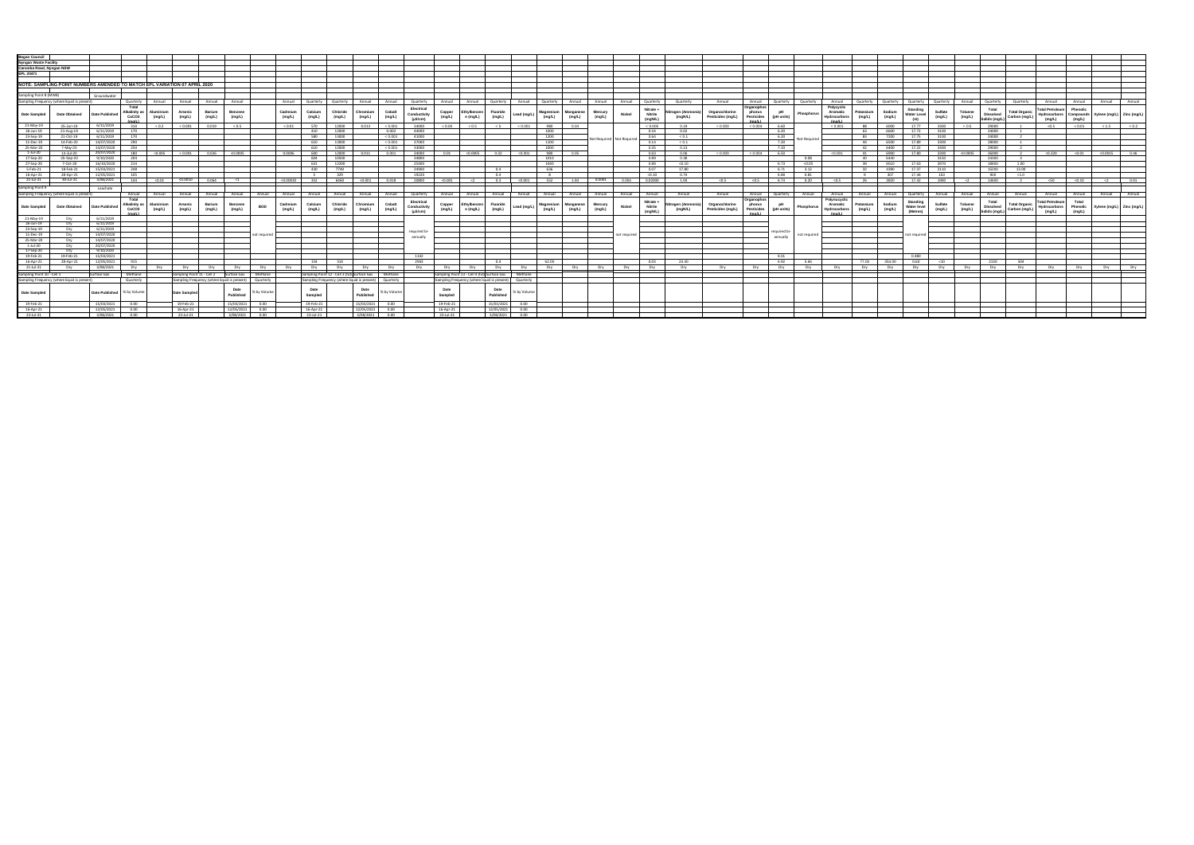**Bogan Council**
**Nyngan Waste Facility**
**Canonba Road, Nyngan NSW**
**EPL 20471**

**NOTE: SAMPLING POINT NUMBERS AMENDED TO MATCH EPL VARIATION 07 APRIL 2020**

Sampling Point 8 (MW8) — Groundwater

| Date Sampled | Date Obtained | Date Published | Total Alkalinity as CaCO3 (mg/L) | Aluminium (mg/L) | Arsenic (mg/L) | Barium (mg/L) | Benzene (mg/L) | | Cadmium (mg/L) | Calcium (mg/L) | Chloride (mg/L) | Chromium (mg/L) | Cobalt (mg/L) | Electrical Conductivity (µS/cm) | Copper (mg/L) | Ethylbenzene (mg/L) | Fluoride (mg/L) | Lead (mg/L) | Magnesium (mg/L) | Manganese (mg/L) | Mercury (mg/L) | Nickel | Nitrate + Nitrite (mgN/L) | Nitrogen (Ammonia) (mgN/L) | Organochlorine Pesticides (mg/L) | Organophosphorus Pesticides (mg/L) | pH (pH units) | Phosphorus | Polycyclic Aromatic Hydrocarbons (mg/L) | Potassium (mg/L) | Sodium (mg/L) | Standing Water Level (m) | Sulfate (mg/L) | Toluene (mg/L) | Total Dissolved Solids (mg/L) | Total Organic Carbon (mg/L) | Total Petroleum Hydrocarbons (mg/L) | Phenolic Compounds (mg/L) | Xylene (mg/L) | Zinc (mg/L) |
|---|---|---|---|---|---|---|---|---|---|---|---|---|---|---|---|---|---|---|---|---|---|---|---|---|---|---|---|---|---|---|---|---|---|---|---|---|---|---|---|---|
| Sampling Frequency (where liquid is present) | | | Quarterly | Annual | Annual | Annual | Annual | | Annual | Quarterly | Quarterly | Annual | Annual | Quarterly | Annual | Annual | Quarterly | Annual | Quarterly | Annual | Annual | Annual | Quarterly | Quarterly | Annual | Annual | Quarterly | Quarterly | Annual | Quarterly | Quarterly | Quarterly | Quarterly | Annual | Quarterly | Quarterly | Annual | Annual | Annual | Annual |
| 21-May-19 | 25-Jun-19 | 6/11/2019 | 310 | < 0.2 | < 0.001 | 0.039 | < 0.5 | | < 0.01 | 570 | 12000 | 0.013 | < 0.001 | 38000 | < 0.04 | < 0.5 | < 5 | < 0.001 | 980 | 0.04 | Not Required | Not Required | < 0.005 | 0.19 | < 0.003 | < 0.004 | 6.60 | Not Required | < 0.001 | 88 | 6000 | 17.77 | 3300 | < 0.6 | 29000 | 1 | <0.5 | < 0.01 | < 1.5 | < 0.2 |
| 26-Jun-19 | 21-Aug-19 | 6/11/2019 | 170 | | | | | | | 410 | 11000 | | 0.002 | 44000 | | | | | 1800 | | | | 0.54 | 0.02 | | | 6.20 | | | 63 | 5600 | 17.72 | 3100 | | 24000 | 1 | | | | |
| 23-Sep-19 | 21-Oct-19 | 6/11/2019 | 170 | | | | | | | 580 | 13000 | | < 0.001 | 41000 | | | | | 1200 | | | | 0.64 | < 0.1 | | | 6.20 | | | 83 | 7300 | 17.75 | 3100 | | 24000 | 2 | | | | |
| 11-Dec-19 | 14-Feb-20 | 19/07/2020 | 280 | | | | | | | 610 | 14000 | | < 0.001 | 37000 | | | | | 1300 | | | | 0.14 | < 0.1 | | | 7.20 | | | 44 | 6500 | 17.89 | 3300 | | 28000 | 1 | | | | |
| 25-Mar-20 | 7-May-20 | 14/07/2020 | 250 | | | | | | | 610 | 12000 | | < 0.001 | 33000 | | | | | 1800 | | | | 0.25 | 0.13 | | | 7.50 | | | 42 | 6400 | 17.22 | 3400 | | 29000 | 2 | | | | |
| 1-Jul-20 | 14-Jul-20 | 20/07/2020 | 180 | <0.001 | <0.001 | 0.026 | <0.0005 | | 0.0006 | 600 | 12000 | 0.011 | 0.001 | 34000 | 0.01 | <0.0005 | 0.02 | <0.001 | 980 | 0.05 | | | 0.63 | 0.06 | < 0.001 | < 0.004 | 6.50 | | <0.001 | 41 | 6900 | 17.80 | 3400 | <0.0005 | 26000 | 2 | <0.320 | <0.01 | <0.0015 | 0.48 |
| 17-Sep-20 | 28-Sep-20 | 9/10/2020 | 204 | | | | | | | 604 | 10500 | | | 34800 | | | | | 1010 | | | | 0.89 | 0.38 | | | | 0.08 | | 40 | 6430 | | 3150 | | 24000 | 3 | | | | |
| 27-Sep-20 | 7-Oct-20 | 15/10/2020 | 214 | | | | | | | 641 | 12200 | | | 25400 | | | | | 1040 | | | | 0.86 | <0.10 | | | 6.73 | <0.05 | | 39 | 6510 | 17.63 | 2970 | | 18800 | 2.00 | | | | |
| 5-Feb-21 | 18-Feb-21 | 15/03/2021 | 248 | | | | | | | 430 | 7740 | | | 20900 | | | 8.4 | | 636 | | | | 0.07 | 17.80 | | | 6.71 | 3.12 | | 32 | 4380 | 17.37 | 2110 | | 15200 | 15.00 | | | | |
| 16-Apr-21 | 28-Apr-21 | 12/05/2021 | 165 | | | | | | | 5 | 329 | | | 19220 | | | 0.4 | | 8 | | | | <0.10 | 0.74 | | | 6.88 | 0.81 | | 9 | 307 | 17.46 | 153 | | 900 | <1.0 | | | | |
| 21-Jul-21 | 30-Jul-21 | 3/08/2021 | 164 | <0.01 | <0.0010 | 0.064 | <1 | | <0.00010 | 352 | 6460 | <0.001 | 0.018 | 20800 | <0.001 | <2 | 0.3 | <0.001 | 552 | 1.84 | 0.0001 | 0.084 | 0.02000 | 1.04 | <0.5 | <0.5 | 6.74 | 0.20 | <0.5 | 26 | 3820 | 17.42 | 1960 | <2 | 14600 | 2 | <50 | <0.10 | <3 | 0.01 |

Sampling Point 9 — Leachate

| Date Sampled | Date Obtained | Date Published | Total Alkalinity as CaCO3 (mg/L) | Aluminium (mg/L) | Arsenic (mg/L) | Barium (mg/L) | Benzene (mg/L) | BOD | Cadmium (mg/L) | Calcium (mg/L) | Chloride (mg/L) | Chromium (mg/L) | Cobalt (mg/L) | Electrical Conductivity (µS/cm) | Copper (mg/L) | Ethylbenzene (mg/L) | Fluoride (mg/L) | Lead (mg/L) | Magnesium (mg/L) | Manganese (mg/L) | Mercury (mg/L) | Nickel | Nitrate + Nitrite (mgN/L) | Nitrogen (Ammonia) (mgN/L) | Organochlorine Pesticides (mg/L) | Organophosphorus Pesticides (mg/L) | pH (pH units) | Phosphorus | Polycyclic Aromatic Hydrocarbons (mg/L) | Potassium (mg/L) | Sodium (mg/L) | Standing Water Level (Metres) | Sulfate (mg/L) | Toluene (mg/L) | Total Dissolved Solids (mg/L) | Total Organic Carbon (mg/L) | Total Petroleum Hydrocarbons (mg/L) | Total Phenolic Compounds (mg/L) | Xylene (mg/L) | Zinc (mg/L) |
|---|---|---|---|---|---|---|---|---|---|---|---|---|---|---|---|---|---|---|---|---|---|---|---|---|---|---|---|---|---|---|---|---|---|---|---|---|---|---|---|---|
| Sampling Frequency (where liquid is present) | | | Annual | Annual | Annual | Annual | Annual | Annual | Annual | Annual | Annual | Annual | Annual | Quarterly | Annual | Annual | Annual | Annual | Annual | Annual | Annual | Annual | Annual | Annual | Annual | Annual | Quarterly | Annual | Annual | Annual | Annual | Quarterly | Annual | Annual | Annual | Annual | Annual | Annual | Annual | Annual |
| 21-May-19 | Dry | 6/11/2019 | | | | | | | | | | | | | | | | | | | | | | | | | | | | | | | | | | | | | | |
| 26-Jun-19 | Dry | 6/11/2019 | | | | | | | | | | | | | | | | | | | | | | | | | | | | | | | | | | | | | | |
| 23-Sep-19 | Dry | 6/11/2019 | | | | | | | | | | | | | | | | | | | | | | | | | | | | | | | | | | | | | | |
| 11-Dec-19 | Dry | 14/07/2020 | | | | | | not required | | | | | | required bi-annually | | | | | | | | not required | | | | | required bi-annually | not required | | | | not required | | | | | | | | |
| 25-Mar-20 | Dry | 14/07/2020 | | | | | | | | | | | | | | | | | | | | | | | | | | | | | | | | | | | | | | |
| 1-Jul-20 | Dry | 20/07/2020 | | | | | | | | | | | | | | | | | | | | | | | | | | | | | | | | | | | | | | |
| 17-Sep-20 | Dry | 9/10/2020 | | | | | | | | | | | | | | | | | | | | | | | | | | | | | | | | | | | | | | |
| 19-Feb-21 | 19-Feb-21 | 15/03/2021 | | | | | | | | | | | | 1142 | | | | | | | | | | | | | 8.01 | | | | | 0.480 | | | | | | | | |
| 16-Apr-21 | 28-Apr-21 | 12/05/2021 | 955 | | | | | | | 154 | 414 | | | 2946 | | | 8.4 | | 82.00 | | | | 0.03 | 24.40 | | | 6.60 | 5.66 | | 77.00 | 354.00 | 0.60 | <10 | | 2100 | 508 | | | | |
| 21-Jul-21 | Dry | 3/08/2021 | Dry | Dry | Dry | Dry | Dry | Dry | Dry | Dry | Dry | Dry | Dry | Dry | Dry | Dry | Dry | Dry | Dry | Dry | Dry | Dry | Dry | Dry | Dry | Dry | Dry | Dry | Dry | Dry | Dry | Dry | Dry | Dry | Dry | Dry | Dry | Dry | Dry | Dry |

| Sampling Point 10 - Cell 1 Surface Gas | | Methane | Sampling Point 11 - Cell 2 Surface Gas | | Methane | Sampling Point 12 - Cell 4 Surface Gas | | Methane | Sampling Point 13 - Cell 3 Surface Gas | | Methane |
|---|---|---|---|---|---|---|---|---|---|---|---|
| Sampling Frequency (where liquid is present) | | Quarterly | Sampling Frequency (where liquid is present) | | Quarterly | Sampling Frequency (where liquid is present) | | Quarterly | Sampling Frequency (where liquid is present) | | Quarterly |
| Date Sampled | Date Published | % by Volume | Date Sampled | Date Published | % by Volume | Date Sampled | Date Published | % by Volume | Date Sampled | Date Published | % by Volume |
| 19-Feb-21 | 15/03/2021 | 0.00 | 19-Feb-21 | 15/03/2021 | 0.00 | 19-Feb-21 | 15/03/2021 | 0.00 | 19-Feb-21 | 15/03/2021 | 0.00 |
| 16-Apr-21 | 12/05/2021 | 0.00 | 16-Apr-21 | 12/05/2021 | 0.00 | 16-Apr-21 | 12/05/2021 | 0.00 | 16-Apr-21 | 12/05/2021 | 0.00 |
| 23-Jul-21 | 3/08/2021 | 0.00 | 23-Jul-21 | 3/08/2021 | 0.00 | 23-Jul-21 | 3/08/2021 | 0.00 | 23-Jul-21 | 3/08/2021 | 0.00 |